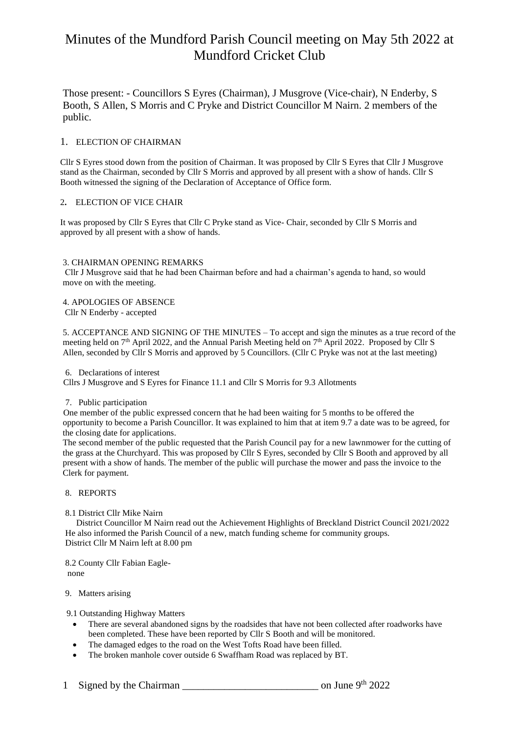# Minutes of the Mundford Parish Council meeting on May 5th 2022 at Mundford Cricket Club

Those present: - Councillors S Eyres (Chairman), J Musgrove (Vice-chair), N Enderby, S Booth, S Allen, S Morris and C Pryke and District Councillor M Nairn. 2 members of the public.

1. ELECTION OF CHAIRMAN

Cllr S Eyres stood down from the position of Chairman. It was proposed by Cllr S Eyres that Cllr J Musgrove stand as the Chairman, seconded by Cllr S Morris and approved by all present with a show of hands. Cllr S Booth witnessed the signing of the Declaration of Acceptance of Office form.

2. ELECTION OF VICE CHAIR

It was proposed by Cllr S Eyres that Cllr C Pryke stand as Vice- Chair, seconded by Cllr S Morris and approved by all present with a show of hands.

3. CHAIRMAN OPENING REMARKS

Cllr J Musgrove said that he had been Chairman before and had a chairman's agenda to hand, so would move on with the meeting.

4. APOLOGIES OF ABSENCE

Cllr N Enderby - accepted

5. ACCEPTANCE AND SIGNING OF THE MINUTES – To accept and sign the minutes as a true record of the meeting held on 7th April 2022, and the Annual Parish Meeting held on 7th April 2022. Proposed by Cllr S Allen, seconded by Cllr S Morris and approved by 5 Councillors. (Cllr C Pryke was not at the last meeting)

6. Declarations of interest

Cllrs J Musgrove and S Eyres for Finance 11.1 and Cllr S Morris for 9.3 Allotments

7. Public participation

One member of the public expressed concern that he had been waiting for 5 months to be offered the opportunity to become a Parish Councillor. It was explained to him that at item 9.7 a date was to be agreed, for the closing date for applications.

The second member of the public requested that the Parish Council pay for a new lawnmower for the cutting of the grass at the Churchyard. This was proposed by Cllr S Eyres, seconded by Cllr S Booth and approved by all present with a show of hands. The member of the public will purchase the mower and pass the invoice to the Clerk for payment.

8. REPORTS

8.1 District Cllr Mike Nairn

District Councillor M Nairn read out the Achievement Highlights of Breckland District Council 2021/2022 He also informed the Parish Council of a new, match funding scheme for community groups. District Cllr M Nairn left at 8.00 pm

8.2 County Cllr Fabian Eagle-

none

9. Matters arising

9.1 Outstanding Highway Matters

- There are several abandoned signs by the roadsides that have not been collected after roadworks have been completed. These have been reported by Cllr S Booth and will be monitored.
- The damaged edges to the road on the West Tofts Road have been filled.
- The broken manhole cover outside 6 Swaffham Road was replaced by BT.

Signed by the Chairman ___________________________ on June 9th 2022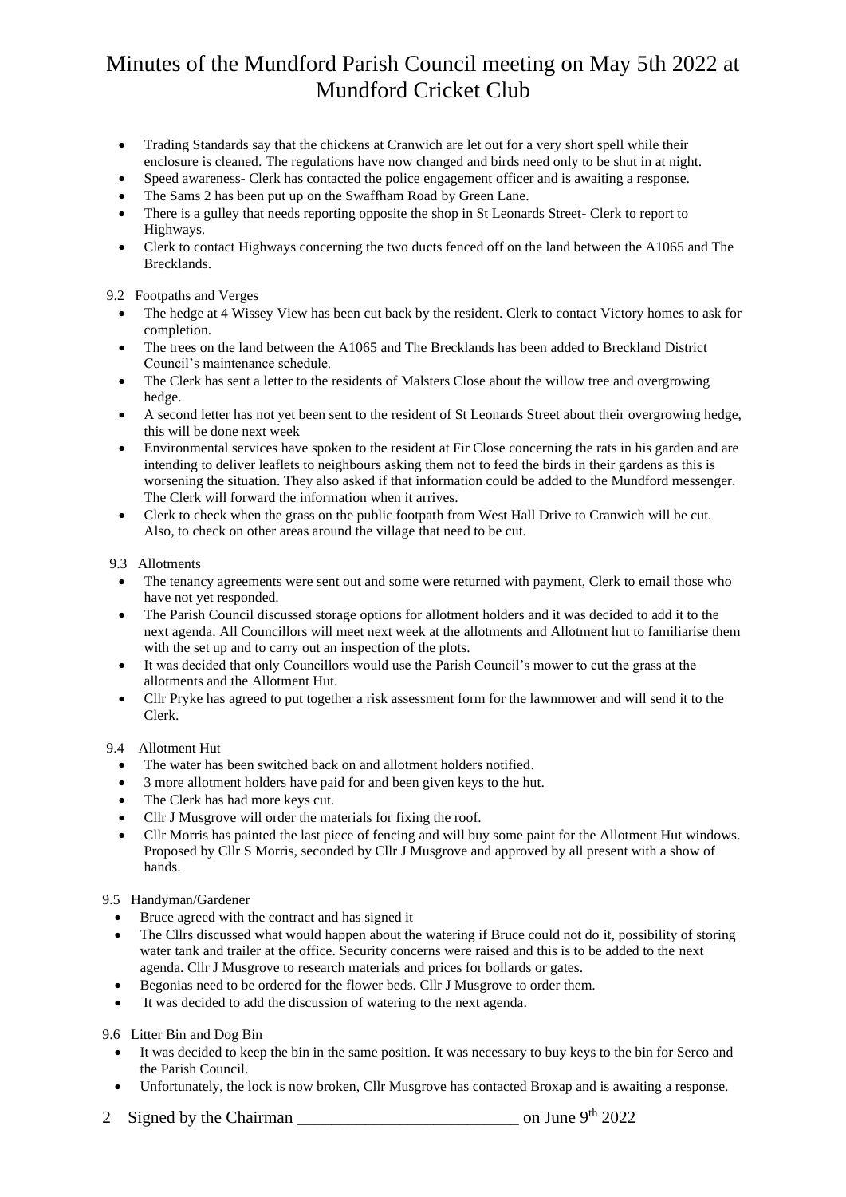# Minutes of the Mundford Parish Council meeting on May 5th 2022 at Mundford Cricket Club

- Trading Standards say that the chickens at Cranwich are let out for a very short spell while their enclosure is cleaned. The regulations have now changed and birds need only to be shut in at night.
- Speed awareness- Clerk has contacted the police engagement officer and is awaiting a response.
- The Sams 2 has been put up on the Swaffham Road by Green Lane.
- There is a gulley that needs reporting opposite the shop in St Leonards Street- Clerk to report to Highways.
- Clerk to contact Highways concerning the two ducts fenced off on the land between the A1065 and The Brecklands.

9.2 Footpaths and Verges

- The hedge at 4 Wissey View has been cut back by the resident. Clerk to contact Victory homes to ask for completion.
- The trees on the land between the A1065 and The Brecklands has been added to Breckland District Council's maintenance schedule.
- The Clerk has sent a letter to the residents of Malsters Close about the willow tree and overgrowing hedge.
- A second letter has not yet been sent to the resident of St Leonards Street about their overgrowing hedge, this will be done next week
- Environmental services have spoken to the resident at Fir Close concerning the rats in his garden and are intending to deliver leaflets to neighbours asking them not to feed the birds in their gardens as this is worsening the situation. They also asked if that information could be added to the Mundford messenger. The Clerk will forward the information when it arrives.
- Clerk to check when the grass on the public footpath from West Hall Drive to Cranwich will be cut. Also, to check on other areas around the village that need to be cut.

9.3 Allotments

- The tenancy agreements were sent out and some were returned with payment, Clerk to email those who have not yet responded.
- The Parish Council discussed storage options for allotment holders and it was decided to add it to the next agenda. All Councillors will meet next week at the allotments and Allotment hut to familiarise them with the set up and to carry out an inspection of the plots.
- It was decided that only Councillors would use the Parish Council's mower to cut the grass at the allotments and the Allotment Hut.
- Cllr Pryke has agreed to put together a risk assessment form for the lawnmower and will send it to the Clerk.

9.4 Allotment Hut

- The water has been switched back on and allotment holders notified.
- 3 more allotment holders have paid for and been given keys to the hut.
- The Clerk has had more keys cut.
- Cllr J Musgrove will order the materials for fixing the roof.
- Cllr Morris has painted the last piece of fencing and will buy some paint for the Allotment Hut windows. Proposed by Cllr S Morris, seconded by Cllr J Musgrove and approved by all present with a show of hands.

9.5 Handyman/Gardener

- Bruce agreed with the contract and has signed it
- The Cllrs discussed what would happen about the watering if Bruce could not do it, possibility of storing water tank and trailer at the office. Security concerns were raised and this is to be added to the next agenda. Cllr J Musgrove to research materials and prices for bollards or gates.
- Begonias need to be ordered for the flower beds. Cllr J Musgrove to order them.
- It was decided to add the discussion of watering to the next agenda.

9.6 Litter Bin and Dog Bin

- It was decided to keep the bin in the same position. It was necessary to buy keys to the bin for Serco and the Parish Council.
- Unfortunately, the lock is now broken, Cllr Musgrove has contacted Broxap and is awaiting a response.

Signed by the Chairman __________________________ on June 9th 2022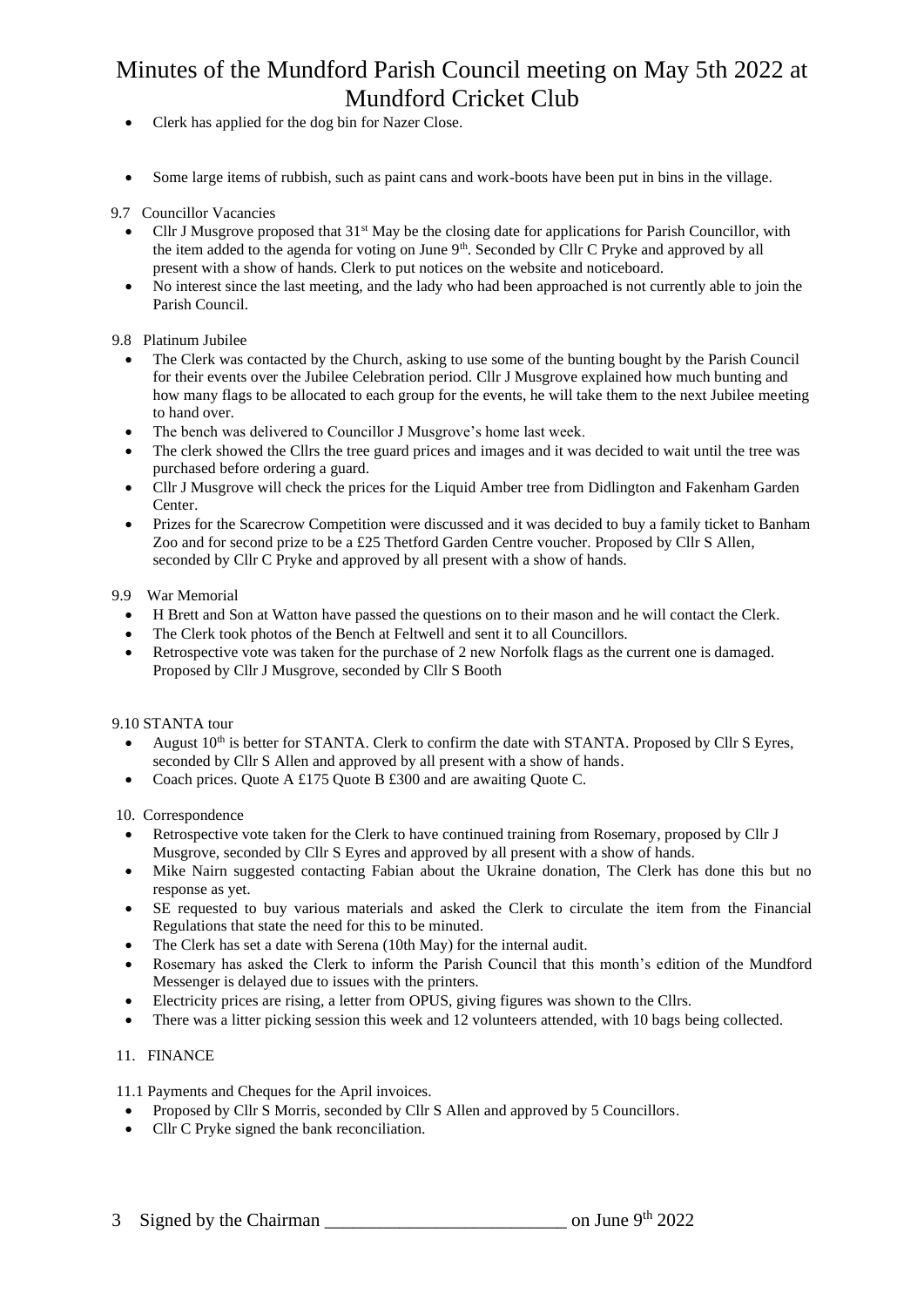- Clerk has applied for the dog bin for Nazer Close.

- Some large items of rubbish, such as paint cans and work-boots have been put in bins in the village.

9.7 Councillor Vacancies

- Cllr J Musgrove proposed that 31st May be the closing date for applications for Parish Councillor, with the item added to the agenda for voting on June 9th. Seconded by Cllr C Pryke and approved by all present with a show of hands. Clerk to put notices on the website and noticeboard.
- No interest since the last meeting, and the lady who had been approached is not currently able to join the Parish Council.

9.8 Platinum Jubilee

- The Clerk was contacted by the Church, asking to use some of the bunting bought by the Parish Council for their events over the Jubilee Celebration period. Cllr J Musgrove explained how much bunting and how many flags to be allocated to each group for the events, he will take them to the next Jubilee meeting to hand over.
- The bench was delivered to Councillor J Musgrove's home last week.
- The clerk showed the Cllrs the tree guard prices and images and it was decided to wait until the tree was purchased before ordering a guard.
- Cllr J Musgrove will check the prices for the Liquid Amber tree from Didlington and Fakenham Garden Center.
- Prizes for the Scarecrow Competition were discussed and it was decided to buy a family ticket to Banham Zoo and for second prize to be a £25 Thetford Garden Centre voucher. Proposed by Cllr S Allen, seconded by Cllr C Pryke and approved by all present with a show of hands.

9.9 War Memorial

- H Brett and Son at Watton have passed the questions on to their mason and he will contact the Clerk.
- The Clerk took photos of the Bench at Feltwell and sent it to all Councillors.
- Retrospective vote was taken for the purchase of 2 new Norfolk flags as the current one is damaged. Proposed by Cllr J Musgrove, seconded by Cllr S Booth

9.10 STANTA tour

- August 10th is better for STANTA. Clerk to confirm the date with STANTA. Proposed by Cllr S Eyres, seconded by Cllr S Allen and approved by all present with a show of hands.
- Coach prices. Quote A £175 Quote B £300 and are awaiting Quote C.

10. Correspondence

- Retrospective vote taken for the Clerk to have continued training from Rosemary, proposed by Cllr J Musgrove, seconded by Cllr S Eyres and approved by all present with a show of hands.
- Mike Nairn suggested contacting Fabian about the Ukraine donation, The Clerk has done this but no response as yet.
- SE requested to buy various materials and asked the Clerk to circulate the item from the Financial Regulations that state the need for this to be minuted.
- The Clerk has set a date with Serena (10th May) for the internal audit.
- Rosemary has asked the Clerk to inform the Parish Council that this month's edition of the Mundford Messenger is delayed due to issues with the printers.
- Electricity prices are rising, a letter from OPUS, giving figures was shown to the Cllrs.
- There was a litter picking session this week and 12 volunteers attended, with 10 bags being collected.

11. FINANCE

11.1 Payments and Cheques for the April invoices.

- Proposed by Cllr S Morris, seconded by Cllr S Allen and approved by 5 Councillors.
- Cllr C Pryke signed the bank reconciliation.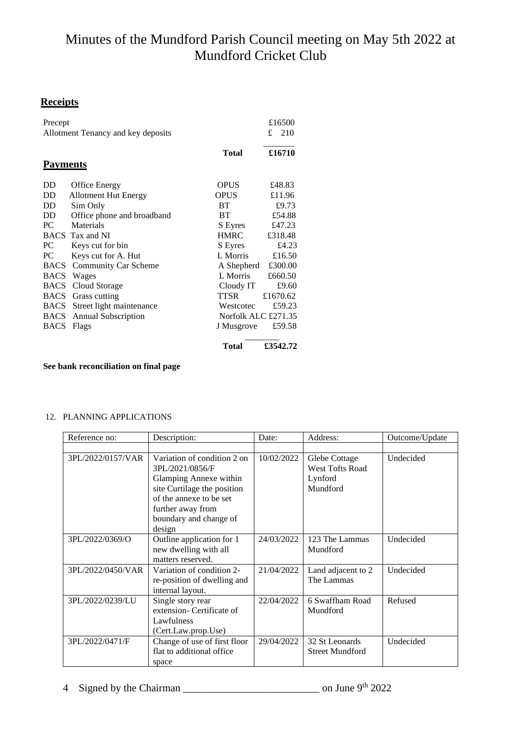# Minutes of the Mundford Parish Council meeting on May 5th 2022 at Mundford Cricket Club

## Receipts

| | | |
|---|---|---|
| Precept | | £16500 |
| Allotment Tenancy and key deposits | | £ 210 |
| | **Total** | **£16710** |

## Payments

| | | | |
|---|---|---|---|
| DD | Office Energy | OPUS | £48.83 |
| DD | Allotment Hut Energy | OPUS | £11.96 |
| DD | Sim Only | BT | £9.73 |
| DD | Office phone and broadband | BT | £54.88 |
| PC | Materials | S Eyres | £47.23 |
| BACS | Tax and NI | HMRC | £318.48 |
| PC | Keys cut for bin | S Eyres | £4.23 |
| PC | Keys cut for A. Hut | L Morris | £16.50 |
| BACS | Community Car Scheme | A Shepherd | £300.00 |
| BACS | Wages | L Morris | £660.50 |
| BACS | Cloud Storage | Cloudy IT | £9.60 |
| BACS | Grass cutting | TTSR | £1670.62 |
| BACS | Street light maintenance | Westcotec | £59.23 |
| BACS | Annual Subscription | Norfolk ALC | £271.35 |
| BACS | Flags | J Musgrove | £59.58 |
| | | **Total** | **£3542.72** |

**See bank reconciliation on final page**

12. PLANNING APPLICATIONS

| Reference no: | Description: | Date: | Address: | Outcome/Update |
|---|---|---|---|---|
| | | | | |
| 3PL/2022/0157/VAR | Variation of condition 2 on 3PL/2021/0856/F Glamping Annexe within site Curtilage the position of the annexe to be set further away from boundary and change of design | 10/02/2022 | Glebe Cottage West Tofts Road Lynford Mundford | Undecided |
| 3PL/2022/0369/O | Outline application for 1 new dwelling with all matters reserved. | 24/03/2022 | 123 The Lammas Mundford | Undecided |
| 3PL/2022/0450/VAR | Variation of condition 2- re-position of dwelling and internal layout. | 21/04/2022 | Land adjacent to 2 The Lammas | Undecided |
| 3PL/2022/0239/LU | Single story rear extension- Certificate of Lawfulness (Cert.Law.prop.Use) | 22/04/2022 | 6 Swaffham Road Mundford | Refused |
| 3PL/2022/0471/F | Change of use of first floor flat to additional office space | 29/04/2022 | 32 St Leonards Street Mundford | Undecided |

Signed by the Chairman __________________________ on June 9th 2022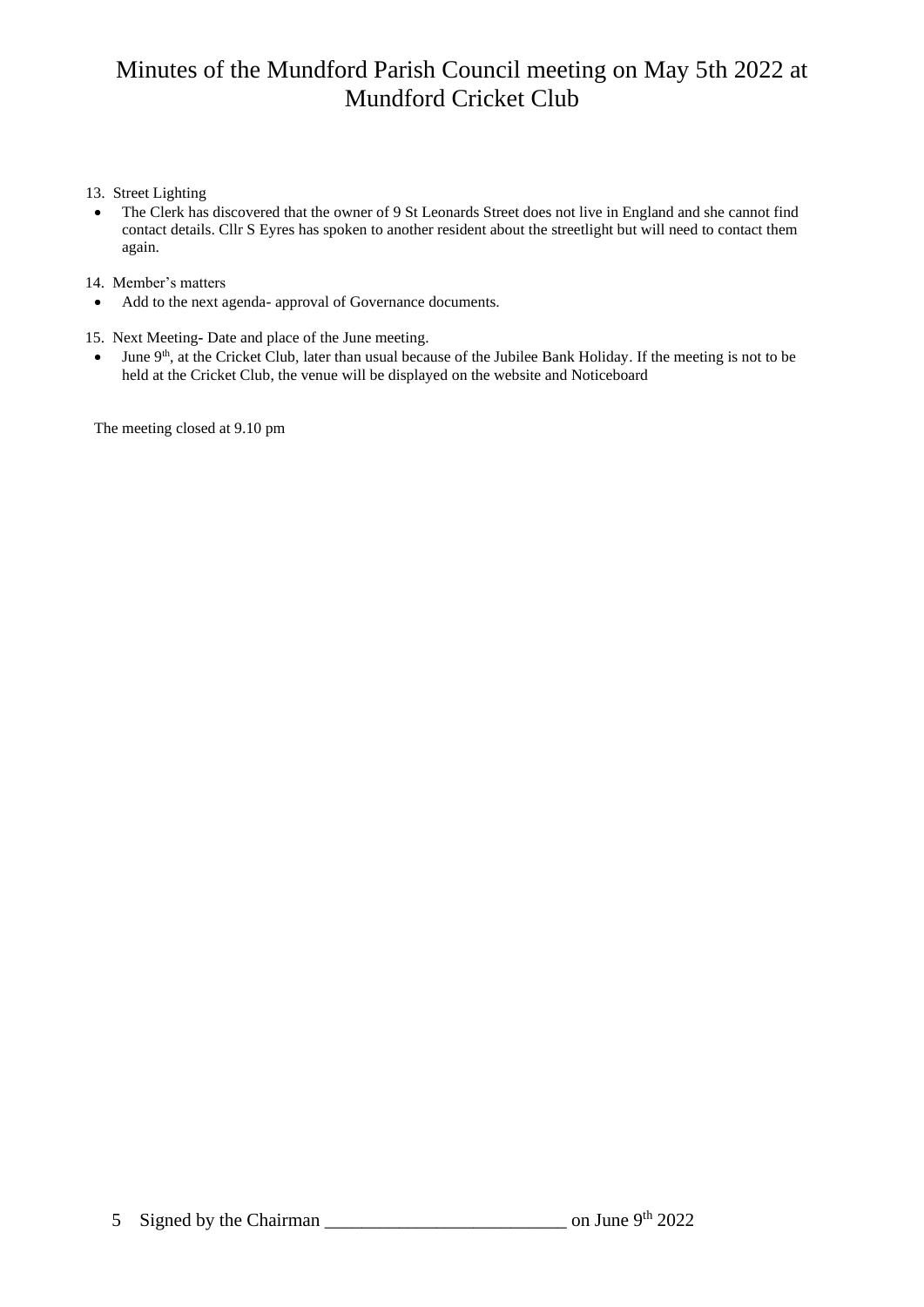# Minutes of the Mundford Parish Council meeting on May 5th 2022 at Mundford Cricket Club

13. Street Lighting
   - The Clerk has discovered that the owner of 9 St Leonards Street does not live in England and she cannot find contact details. Cllr S Eyres has spoken to another resident about the streetlight but will need to contact them again.

14. Member's matters
   - Add to the next agenda- approval of Governance documents.

15. Next Meeting- Date and place of the June meeting.
   - June 9th, at the Cricket Club, later than usual because of the Jubilee Bank Holiday. If the meeting is not to be held at the Cricket Club, the venue will be displayed on the website and Noticeboard

The meeting closed at 9.10 pm

Signed by the Chairman __________________________ on June 9th 2022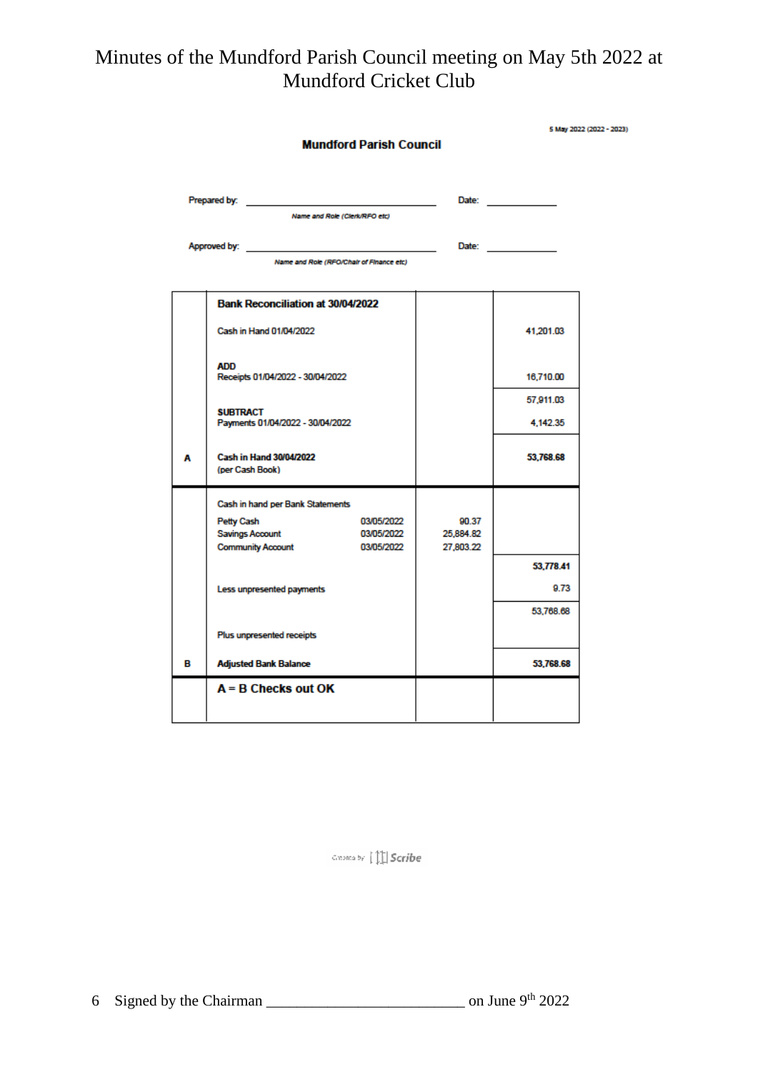5 May 2022 (2022 - 2023)

**Mundford Parish Council**

Prepared by: ________________________________ Date: ____________

*Name and Role (Clerk/RFO etc)*

Approved by: ________________________________ Date: ____________

*Name and Role (RFO/Chair of Finance etc)*

| | | | | |
|---|---|---|---|---|
| | **Bank Reconciliation at 30/04/2022** | | | |
| | Cash in Hand 01/04/2022 | | | 41,201.03 |
| | **ADD** Receipts 01/04/2022 - 30/04/2022 | | | 16,710.00 |
| | | | | 57,911.03 |
| | **SUBTRACT** Payments 01/04/2022 - 30/04/2022 | | | 4,142.35 |
| **A** | **Cash in Hand 30/04/2022** (per Cash Book) | | | **53,768.68** |
| | Cash in hand per Bank Statements | | | |
| | Petty Cash | 03/05/2022 | 90.37 | |
| | Savings Account | 03/05/2022 | 25,884.82 | |
| | Community Account | 03/05/2022 | 27,803.22 | |
| | | | | **53,778.41** |
| | Less unpresented payments | | | 9.73 |
| | | | | 53,768.68 |
| | Plus unpresented receipts | | | |
| **B** | **Adjusted Bank Balance** | | | **53,768.68** |
| | **A = B Checks out OK** | | | |

Created by Scribe

Signed by the Chairman ___________________________ on June 9th 2022